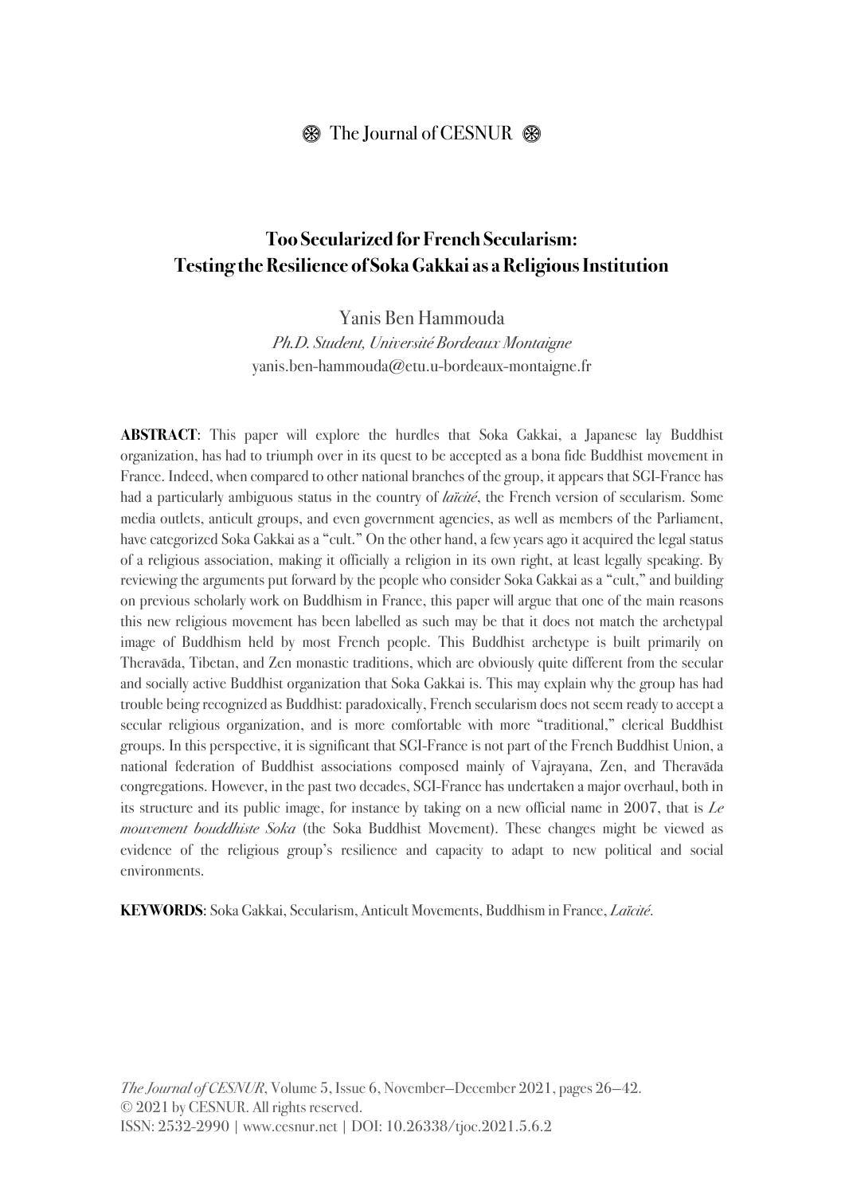# Too Secularized for French Secularism: Testing the Resilience of Soka Gakkai as a Religious Institution

Yanis Ben Hammouda
*Ph.D. Student, Université Bordeaux Montaigne*
yanis.ben-hammouda@etu.u-bordeaux-montaigne.fr

**ABSTRACT**: This paper will explore the hurdles that Soka Gakkai, a Japanese lay Buddhist organization, has had to triumph over in its quest to be accepted as a bona fide Buddhist movement in France. Indeed, when compared to other national branches of the group, it appears that SGI-France has had a particularly ambiguous status in the country of *laïcité*, the French version of secularism. Some media outlets, anticult groups, and even government agencies, as well as members of the Parliament, have categorized Soka Gakkai as a "cult." On the other hand, a few years ago it acquired the legal status of a religious association, making it officially a religion in its own right, at least legally speaking. By reviewing the arguments put forward by the people who consider Soka Gakkai as a "cult," and building on previous scholarly work on Buddhism in France, this paper will argue that one of the main reasons this new religious movement has been labelled as such may be that it does not match the archetypal image of Buddhism held by most French people. This Buddhist archetype is built primarily on Theravāda, Tibetan, and Zen monastic traditions, which are obviously quite different from the secular and socially active Buddhist organization that Soka Gakkai is. This may explain why the group has had trouble being recognized as Buddhist: paradoxically, French secularism does not seem ready to accept a secular religious organization, and is more comfortable with more "traditional," clerical Buddhist groups. In this perspective, it is significant that SGI-France is not part of the French Buddhist Union, a national federation of Buddhist associations composed mainly of Vajrayana, Zen, and Theravāda congregations. However, in the past two decades, SGI-France has undertaken a major overhaul, both in its structure and its public image, for instance by taking on a new official name in 2007, that is *Le mouvement bouddhiste Soka* (the Soka Buddhist Movement). These changes might be viewed as evidence of the religious group's resilience and capacity to adapt to new political and social environments.

**KEYWORDS**: Soka Gakkai, Secularism, Anticult Movements, Buddhism in France, *Laïcité*.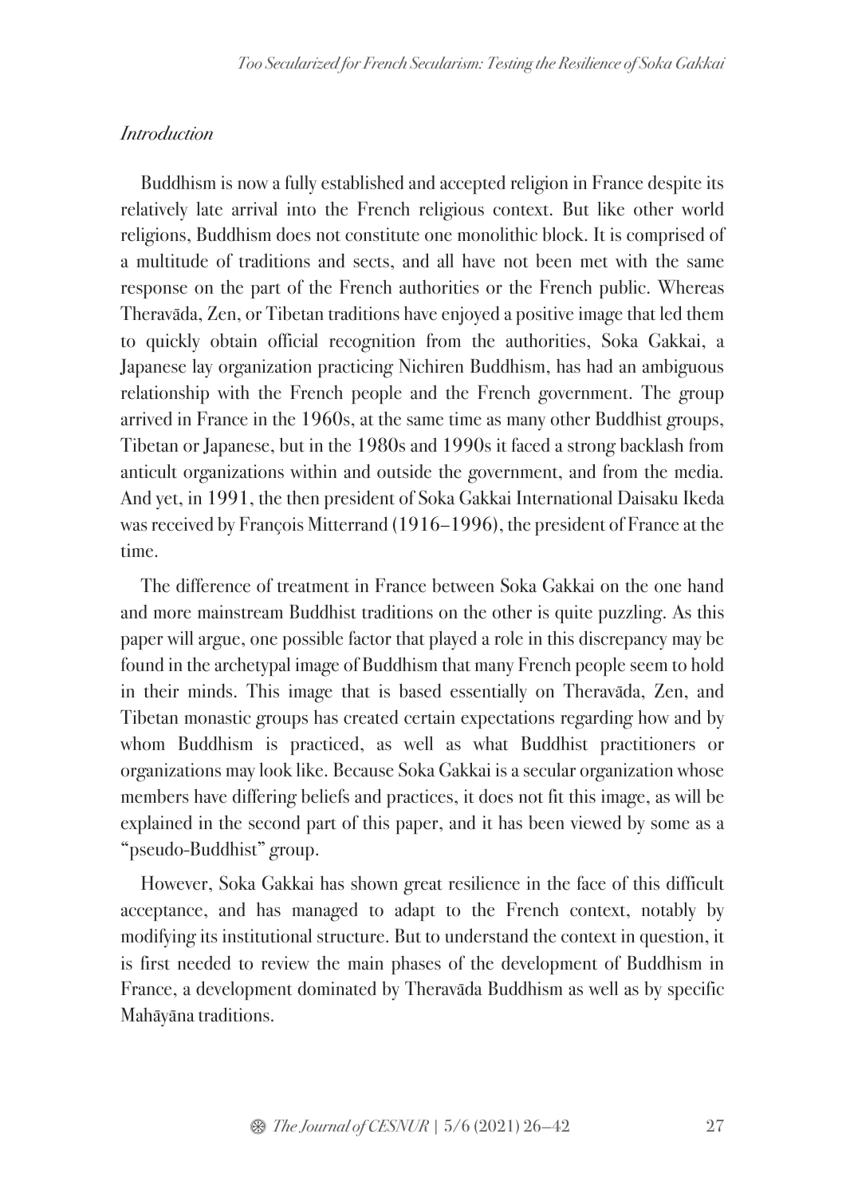*Introduction*

Buddhism is now a fully established and accepted religion in France despite its relatively late arrival into the French religious context. But like other world religions, Buddhism does not constitute one monolithic block. It is comprised of a multitude of traditions and sects, and all have not been met with the same response on the part of the French authorities or the French public. Whereas Theravāda, Zen, or Tibetan traditions have enjoyed a positive image that led them to quickly obtain official recognition from the authorities, Soka Gakkai, a Japanese lay organization practicing Nichiren Buddhism, has had an ambiguous relationship with the French people and the French government. The group arrived in France in the 1960s, at the same time as many other Buddhist groups, Tibetan or Japanese, but in the 1980s and 1990s it faced a strong backlash from anticult organizations within and outside the government, and from the media. And yet, in 1991, the then president of Soka Gakkai International Daisaku Ikeda was received by François Mitterrand (1916–1996), the president of France at the time.

The difference of treatment in France between Soka Gakkai on the one hand and more mainstream Buddhist traditions on the other is quite puzzling. As this paper will argue, one possible factor that played a role in this discrepancy may be found in the archetypal image of Buddhism that many French people seem to hold in their minds. This image that is based essentially on Theravāda, Zen, and Tibetan monastic groups has created certain expectations regarding how and by whom Buddhism is practiced, as well as what Buddhist practitioners or organizations may look like. Because Soka Gakkai is a secular organization whose members have differing beliefs and practices, it does not fit this image, as will be explained in the second part of this paper, and it has been viewed by some as a "pseudo-Buddhist" group.

However, Soka Gakkai has shown great resilience in the face of this difficult acceptance, and has managed to adapt to the French context, notably by modifying its institutional structure. But to understand the context in question, it is first needed to review the main phases of the development of Buddhism in France, a development dominated by Theravāda Buddhism as well as by specific Mahāyāna traditions.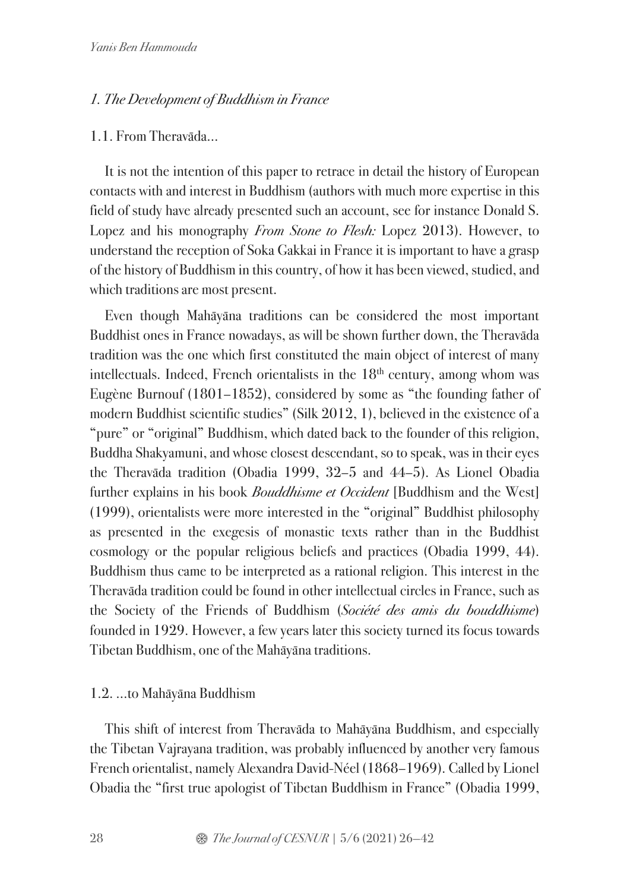## *1. The Development of Buddhism in France*

### 1.1. From Theravāda…

It is not the intention of this paper to retrace in detail the history of European contacts with and interest in Buddhism (authors with much more expertise in this field of study have already presented such an account, see for instance Donald S. Lopez and his monography *From Stone to Flesh:* Lopez 2013). However, to understand the reception of Soka Gakkai in France it is important to have a grasp of the history of Buddhism in this country, of how it has been viewed, studied, and which traditions are most present.

Even though Mahāyāna traditions can be considered the most important Buddhist ones in France nowadays, as will be shown further down, the Theravāda tradition was the one which first constituted the main object of interest of many intellectuals. Indeed, French orientalists in the 18th century, among whom was Eugène Burnouf (1801–1852), considered by some as "the founding father of modern Buddhist scientific studies" (Silk 2012, 1), believed in the existence of a "pure" or "original" Buddhism, which dated back to the founder of this religion, Buddha Shakyamuni, and whose closest descendant, so to speak, was in their eyes the Theravāda tradition (Obadia 1999, 32–5 and 44–5). As Lionel Obadia further explains in his book *Bouddhisme et Occident* [Buddhism and the West] (1999), orientalists were more interested in the "original" Buddhist philosophy as presented in the exegesis of monastic texts rather than in the Buddhist cosmology or the popular religious beliefs and practices (Obadia 1999, 44). Buddhism thus came to be interpreted as a rational religion. This interest in the Theravāda tradition could be found in other intellectual circles in France, such as the Society of the Friends of Buddhism (*Société des amis du bouddhisme*) founded in 1929. However, a few years later this society turned its focus towards Tibetan Buddhism, one of the Mahāyāna traditions.

### 1.2. …to Mahāyāna Buddhism

This shift of interest from Theravāda to Mahāyāna Buddhism, and especially the Tibetan Vajrayana tradition, was probably influenced by another very famous French orientalist, namely Alexandra David-Néel (1868–1969). Called by Lionel Obadia the "first true apologist of Tibetan Buddhism in France" (Obadia 1999,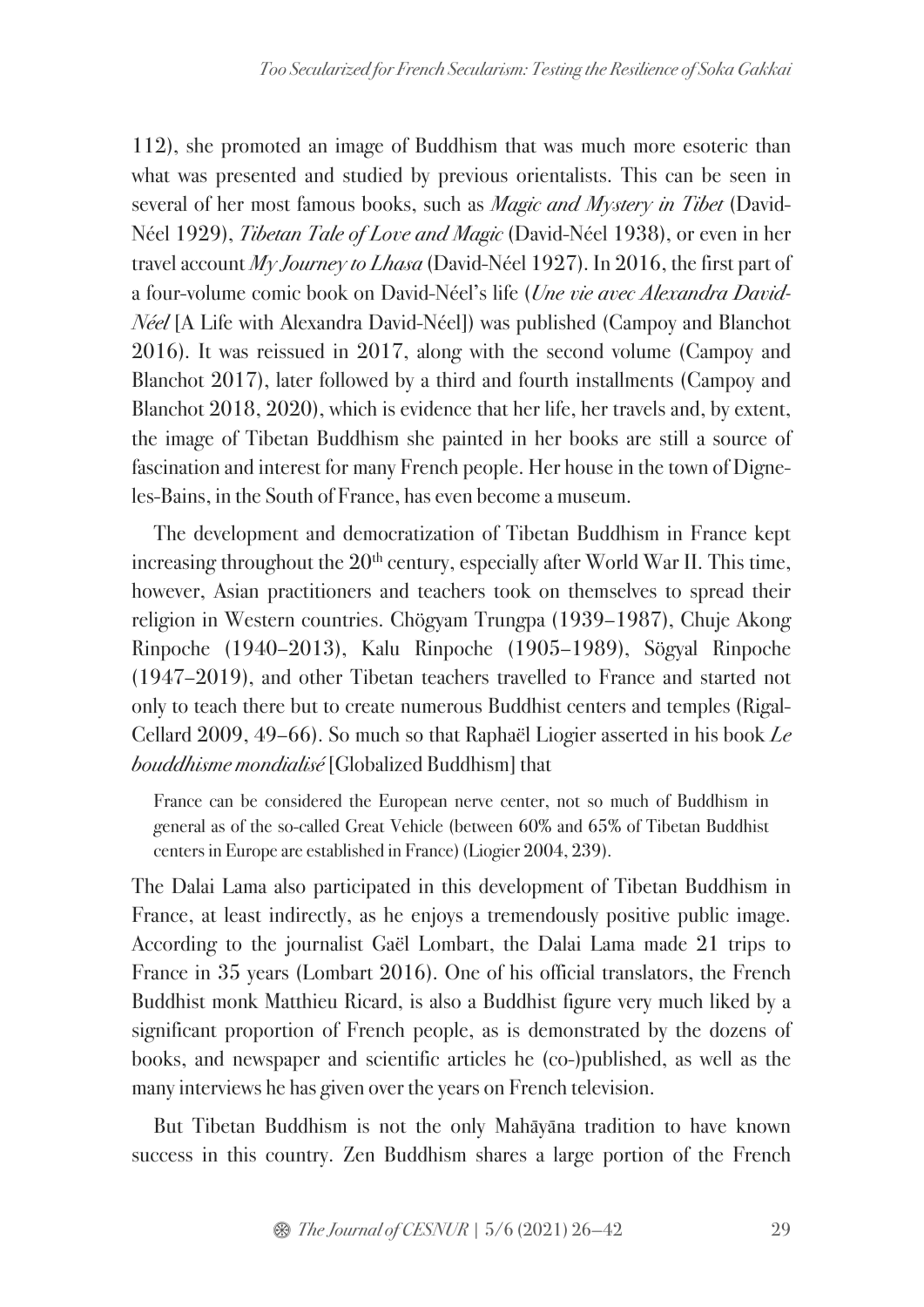112), she promoted an image of Buddhism that was much more esoteric than what was presented and studied by previous orientalists. This can be seen in several of her most famous books, such as *Magic and Mystery in Tibet* (David-Néel 1929), *Tibetan Tale of Love and Magic* (David-Néel 1938), or even in her travel account *My Journey to Lhasa* (David-Néel 1927). In 2016, the first part of a four-volume comic book on David-Néel's life (*Une vie avec Alexandra David-Néel* [A Life with Alexandra David-Néel]) was published (Campoy and Blanchot 2016). It was reissued in 2017, along with the second volume (Campoy and Blanchot 2017), later followed by a third and fourth installments (Campoy and Blanchot 2018, 2020), which is evidence that her life, her travels and, by extent, the image of Tibetan Buddhism she painted in her books are still a source of fascination and interest for many French people. Her house in the town of Digne-les-Bains, in the South of France, has even become a museum.

The development and democratization of Tibetan Buddhism in France kept increasing throughout the 20th century, especially after World War II. This time, however, Asian practitioners and teachers took on themselves to spread their religion in Western countries. Chögyam Trungpa (1939–1987), Chuje Akong Rinpoche (1940–2013), Kalu Rinpoche (1905–1989), Sögyal Rinpoche (1947–2019), and other Tibetan teachers travelled to France and started not only to teach there but to create numerous Buddhist centers and temples (Rigal-Cellard 2009, 49–66). So much so that Raphaël Liogier asserted in his book *Le bouddhisme mondialisé* [Globalized Buddhism] that

> France can be considered the European nerve center, not so much of Buddhism in general as of the so-called Great Vehicle (between 60% and 65% of Tibetan Buddhist centers in Europe are established in France) (Liogier 2004, 239).

The Dalai Lama also participated in this development of Tibetan Buddhism in France, at least indirectly, as he enjoys a tremendously positive public image. According to the journalist Gaël Lombart, the Dalai Lama made 21 trips to France in 35 years (Lombart 2016). One of his official translators, the French Buddhist monk Matthieu Ricard, is also a Buddhist figure very much liked by a significant proportion of French people, as is demonstrated by the dozens of books, and newspaper and scientific articles he (co-)published, as well as the many interviews he has given over the years on French television.

But Tibetan Buddhism is not the only Mahāyāna tradition to have known success in this country. Zen Buddhism shares a large portion of the French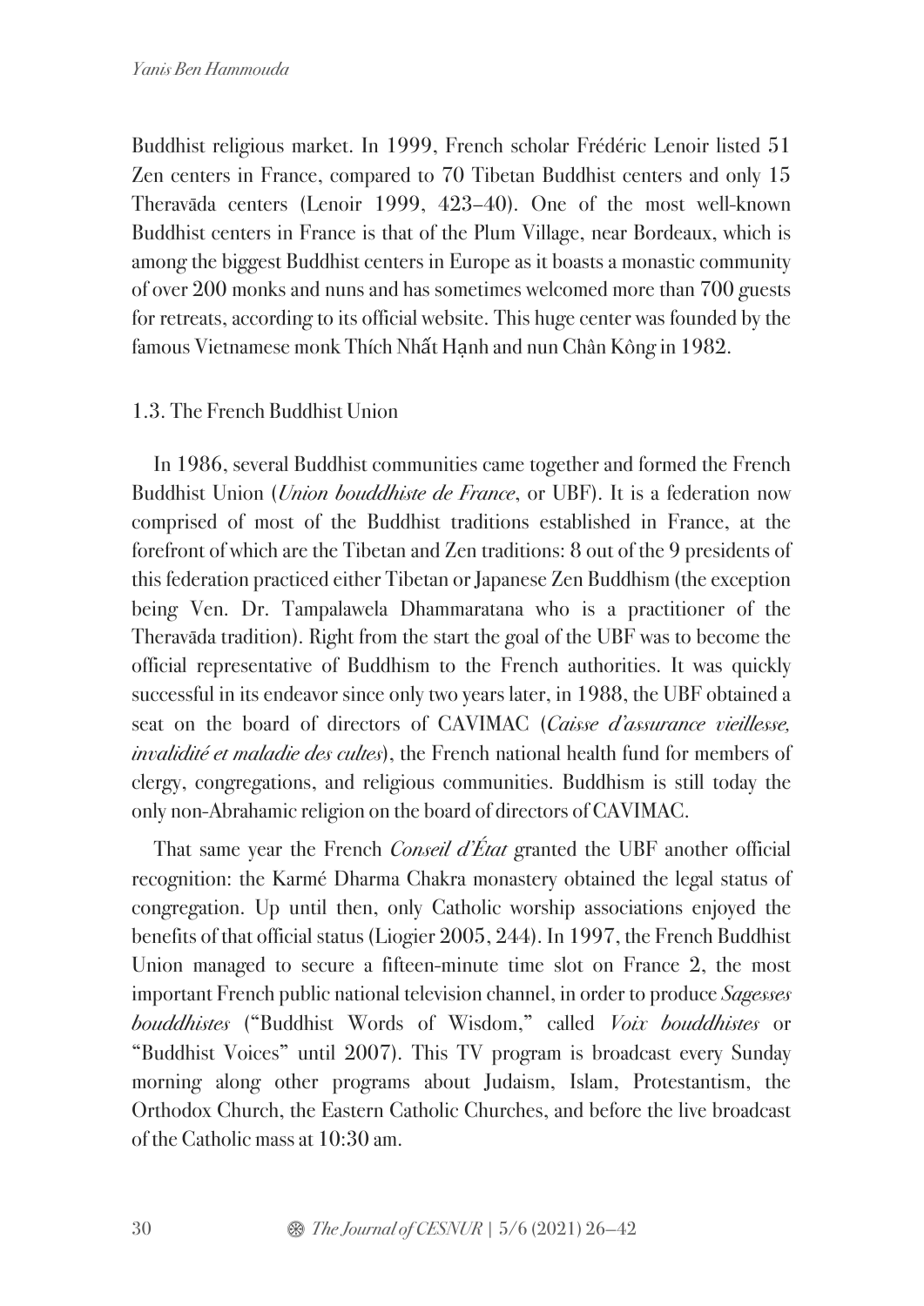Buddhist religious market. In 1999, French scholar Frédéric Lenoir listed 51 Zen centers in France, compared to 70 Tibetan Buddhist centers and only 15 Theravāda centers (Lenoir 1999, 423–40). One of the most well-known Buddhist centers in France is that of the Plum Village, near Bordeaux, which is among the biggest Buddhist centers in Europe as it boasts a monastic community of over 200 monks and nuns and has sometimes welcomed more than 700 guests for retreats, according to its official website. This huge center was founded by the famous Vietnamese monk Thích Nhất Hạnh and nun Chân Kông in 1982.

### 1.3. The French Buddhist Union

In 1986, several Buddhist communities came together and formed the French Buddhist Union (*Union bouddhiste de France*, or UBF). It is a federation now comprised of most of the Buddhist traditions established in France, at the forefront of which are the Tibetan and Zen traditions: 8 out of the 9 presidents of this federation practiced either Tibetan or Japanese Zen Buddhism (the exception being Ven. Dr. Tampalawela Dhammaratana who is a practitioner of the Theravāda tradition). Right from the start the goal of the UBF was to become the official representative of Buddhism to the French authorities. It was quickly successful in its endeavor since only two years later, in 1988, the UBF obtained a seat on the board of directors of CAVIMAC (*Caisse d'assurance vieillesse, invalidité et maladie des cultes*), the French national health fund for members of clergy, congregations, and religious communities. Buddhism is still today the only non-Abrahamic religion on the board of directors of CAVIMAC.

That same year the French *Conseil d'État* granted the UBF another official recognition: the Karmé Dharma Chakra monastery obtained the legal status of congregation. Up until then, only Catholic worship associations enjoyed the benefits of that official status (Liogier 2005, 244). In 1997, the French Buddhist Union managed to secure a fifteen-minute time slot on France 2, the most important French public national television channel, in order to produce *Sagesses bouddhistes* ("Buddhist Words of Wisdom," called *Voix bouddhistes* or "Buddhist Voices" until 2007). This TV program is broadcast every Sunday morning along other programs about Judaism, Islam, Protestantism, the Orthodox Church, the Eastern Catholic Churches, and before the live broadcast of the Catholic mass at 10:30 am.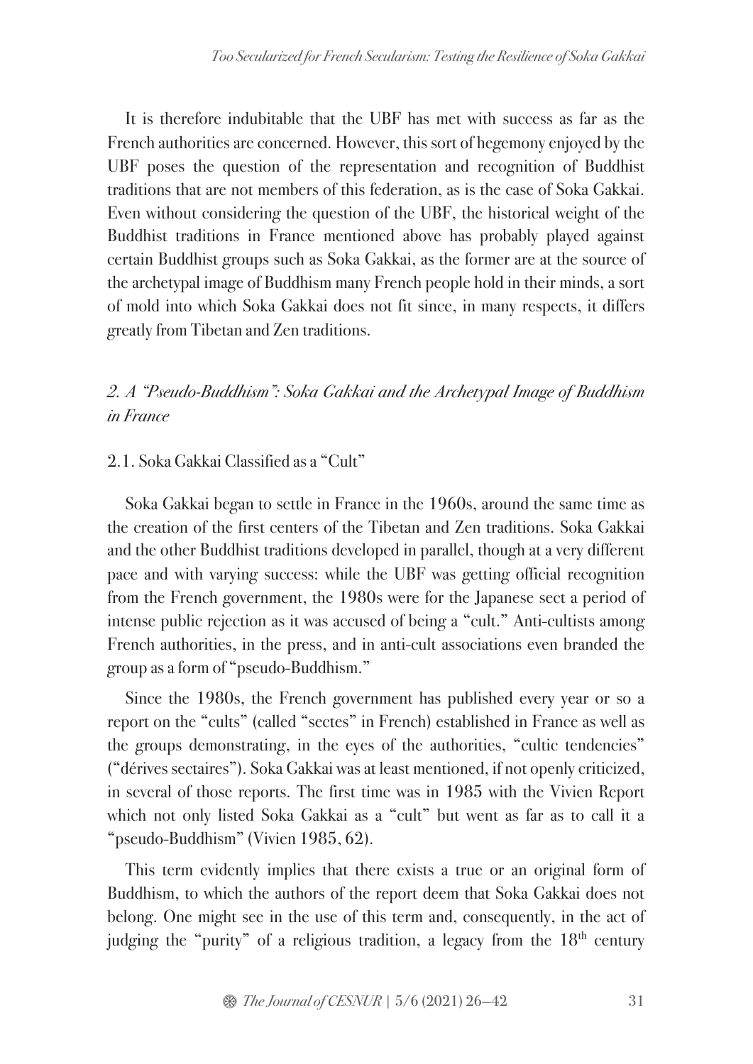It is therefore indubitable that the UBF has met with success as far as the French authorities are concerned. However, this sort of hegemony enjoyed by the UBF poses the question of the representation and recognition of Buddhist traditions that are not members of this federation, as is the case of Soka Gakkai. Even without considering the question of the UBF, the historical weight of the Buddhist traditions in France mentioned above has probably played against certain Buddhist groups such as Soka Gakkai, as the former are at the source of the archetypal image of Buddhism many French people hold in their minds, a sort of mold into which Soka Gakkai does not fit since, in many respects, it differs greatly from Tibetan and Zen traditions.

## *2. A "Pseudo-Buddhism": Soka Gakkai and the Archetypal Image of Buddhism in France*

### 2.1. Soka Gakkai Classified as a "Cult"

Soka Gakkai began to settle in France in the 1960s, around the same time as the creation of the first centers of the Tibetan and Zen traditions. Soka Gakkai and the other Buddhist traditions developed in parallel, though at a very different pace and with varying success: while the UBF was getting official recognition from the French government, the 1980s were for the Japanese sect a period of intense public rejection as it was accused of being a "cult." Anti-cultists among French authorities, in the press, and in anti-cult associations even branded the group as a form of "pseudo-Buddhism."

Since the 1980s, the French government has published every year or so a report on the "cults" (called "sectes" in French) established in France as well as the groups demonstrating, in the eyes of the authorities, "cultic tendencies" ("dérives sectaires"). Soka Gakkai was at least mentioned, if not openly criticized, in several of those reports. The first time was in 1985 with the Vivien Report which not only listed Soka Gakkai as a "cult" but went as far as to call it a "pseudo-Buddhism" (Vivien 1985, 62).

This term evidently implies that there exists a true or an original form of Buddhism, to which the authors of the report deem that Soka Gakkai does not belong. One might see in the use of this term and, consequently, in the act of judging the "purity" of a religious tradition, a legacy from the 18th century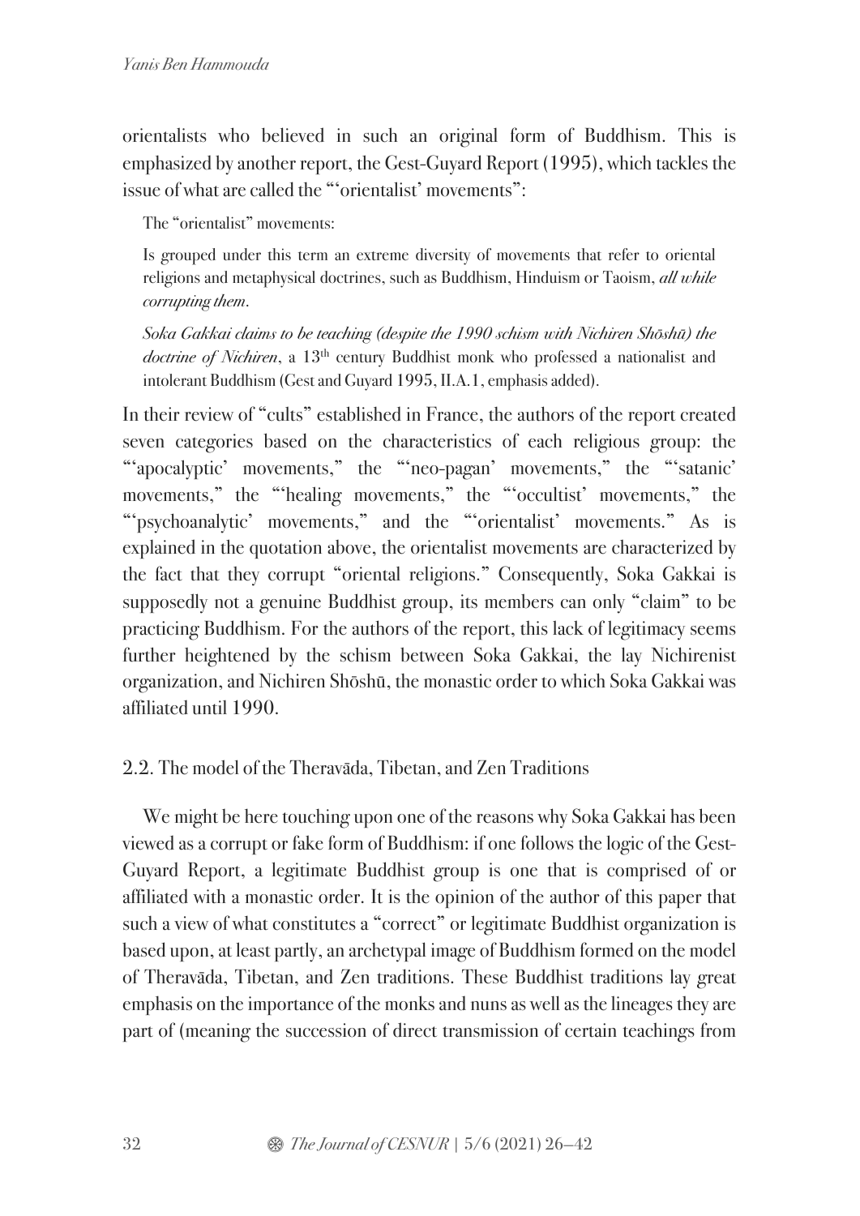orientalists who believed in such an original form of Buddhism. This is emphasized by another report, the Gest-Guyard Report (1995), which tackles the issue of what are called the "'orientalist' movements":

> The "orientalist" movements:
>
> Is grouped under this term an extreme diversity of movements that refer to oriental religions and metaphysical doctrines, such as Buddhism, Hinduism or Taoism, *all while corrupting them*.
>
> *Soka Gakkai claims to be teaching (despite the 1990 schism with Nichiren Shōshū) the doctrine of Nichiren*, a 13th century Buddhist monk who professed a nationalist and intolerant Buddhism (Gest and Guyard 1995, II.A.1, emphasis added).

In their review of "cults" established in France, the authors of the report created seven categories based on the characteristics of each religious group: the "'apocalyptic' movements," the "'neo-pagan' movements," the "'satanic' movements," the "'healing movements," the "'occultist' movements," the "'psychoanalytic' movements," and the "'orientalist' movements." As is explained in the quotation above, the orientalist movements are characterized by the fact that they corrupt "oriental religions." Consequently, Soka Gakkai is supposedly not a genuine Buddhist group, its members can only "claim" to be practicing Buddhism. For the authors of the report, this lack of legitimacy seems further heightened by the schism between Soka Gakkai, the lay Nichirenist organization, and Nichiren Shōshū, the monastic order to which Soka Gakkai was affiliated until 1990.

## 2.2. The model of the Theravāda, Tibetan, and Zen Traditions

We might be here touching upon one of the reasons why Soka Gakkai has been viewed as a corrupt or fake form of Buddhism: if one follows the logic of the Gest-Guyard Report, a legitimate Buddhist group is one that is comprised of or affiliated with a monastic order. It is the opinion of the author of this paper that such a view of what constitutes a "correct" or legitimate Buddhist organization is based upon, at least partly, an archetypal image of Buddhism formed on the model of Theravāda, Tibetan, and Zen traditions. These Buddhist traditions lay great emphasis on the importance of the monks and nuns as well as the lineages they are part of (meaning the succession of direct transmission of certain teachings from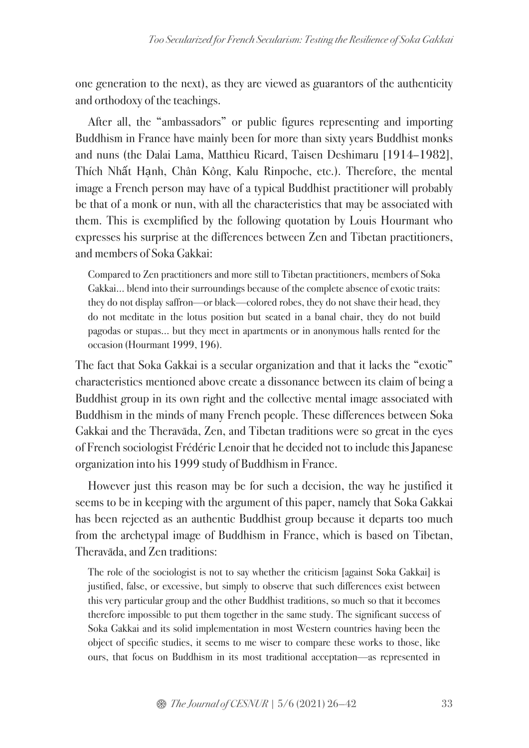one generation to the next), as they are viewed as guarantors of the authenticity and orthodoxy of the teachings.

After all, the "ambassadors" or public figures representing and importing Buddhism in France have mainly been for more than sixty years Buddhist monks and nuns (the Dalai Lama, Matthieu Ricard, Taisen Deshimaru [1914–1982], Thích Nhất Hạnh, Chân Không, Kalu Rinpoche, etc.). Therefore, the mental image a French person may have of a typical Buddhist practitioner will probably be that of a monk or nun, with all the characteristics that may be associated with them. This is exemplified by the following quotation by Louis Hourmant who expresses his surprise at the differences between Zen and Tibetan practitioners, and members of Soka Gakkai:

> Compared to Zen practitioners and more still to Tibetan practitioners, members of Soka Gakkai… blend into their surroundings because of the complete absence of exotic traits: they do not display saffron—or black—colored robes, they do not shave their head, they do not meditate in the lotus position but seated in a banal chair, they do not build pagodas or stupas… but they meet in apartments or in anonymous halls rented for the occasion (Hourmant 1999, 196).

The fact that Soka Gakkai is a secular organization and that it lacks the "exotic" characteristics mentioned above create a dissonance between its claim of being a Buddhist group in its own right and the collective mental image associated with Buddhism in the minds of many French people. These differences between Soka Gakkai and the Theravāda, Zen, and Tibetan traditions were so great in the eyes of French sociologist Frédéric Lenoir that he decided not to include this Japanese organization into his 1999 study of Buddhism in France.

However just this reason may be for such a decision, the way he justified it seems to be in keeping with the argument of this paper, namely that Soka Gakkai has been rejected as an authentic Buddhist group because it departs too much from the archetypal image of Buddhism in France, which is based on Tibetan, Theravāda, and Zen traditions:

> The role of the sociologist is not to say whether the criticism [against Soka Gakkai] is justified, false, or excessive, but simply to observe that such differences exist between this very particular group and the other Buddhist traditions, so much so that it becomes therefore impossible to put them together in the same study. The significant success of Soka Gakkai and its solid implementation in most Western countries having been the object of specific studies, it seems to me wiser to compare these works to those, like ours, that focus on Buddhism in its most traditional acceptation—as represented in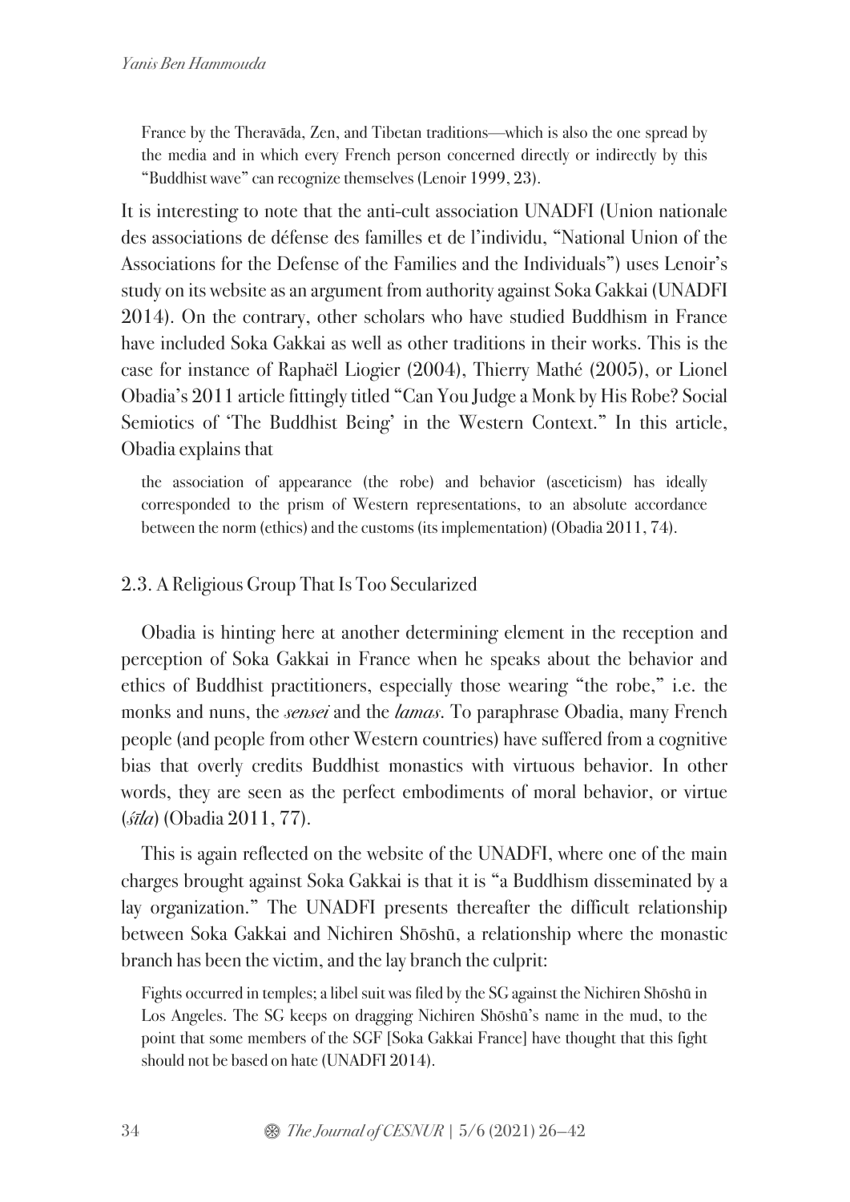> France by the Theravāda, Zen, and Tibetan traditions—which is also the one spread by the media and in which every French person concerned directly or indirectly by this "Buddhist wave" can recognize themselves (Lenoir 1999, 23).

It is interesting to note that the anti-cult association UNADFI (Union nationale des associations de défense des familles et de l'individu, "National Union of the Associations for the Defense of the Families and the Individuals") uses Lenoir's study on its website as an argument from authority against Soka Gakkai (UNADFI 2014). On the contrary, other scholars who have studied Buddhism in France have included Soka Gakkai as well as other traditions in their works. This is the case for instance of Raphaël Liogier (2004), Thierry Mathé (2005), or Lionel Obadia's 2011 article fittingly titled "Can You Judge a Monk by His Robe? Social Semiotics of 'The Buddhist Being' in the Western Context." In this article, Obadia explains that

> the association of appearance (the robe) and behavior (asceticism) has ideally corresponded to the prism of Western representations, to an absolute accordance between the norm (ethics) and the customs (its implementation) (Obadia 2011, 74).

### 2.3. A Religious Group That Is Too Secularized

Obadia is hinting here at another determining element in the reception and perception of Soka Gakkai in France when he speaks about the behavior and ethics of Buddhist practitioners, especially those wearing "the robe," i.e. the monks and nuns, the *sensei* and the *lamas*. To paraphrase Obadia, many French people (and people from other Western countries) have suffered from a cognitive bias that overly credits Buddhist monastics with virtuous behavior. In other words, they are seen as the perfect embodiments of moral behavior, or virtue (*śīla*) (Obadia 2011, 77).

This is again reflected on the website of the UNADFI, where one of the main charges brought against Soka Gakkai is that it is "a Buddhism disseminated by a lay organization." The UNADFI presents thereafter the difficult relationship between Soka Gakkai and Nichiren Shōshū, a relationship where the monastic branch has been the victim, and the lay branch the culprit:

> Fights occurred in temples; a libel suit was filed by the SG against the Nichiren Shōshū in Los Angeles. The SG keeps on dragging Nichiren Shōshū's name in the mud, to the point that some members of the SGF [Soka Gakkai France] have thought that this fight should not be based on hate (UNADFI 2014).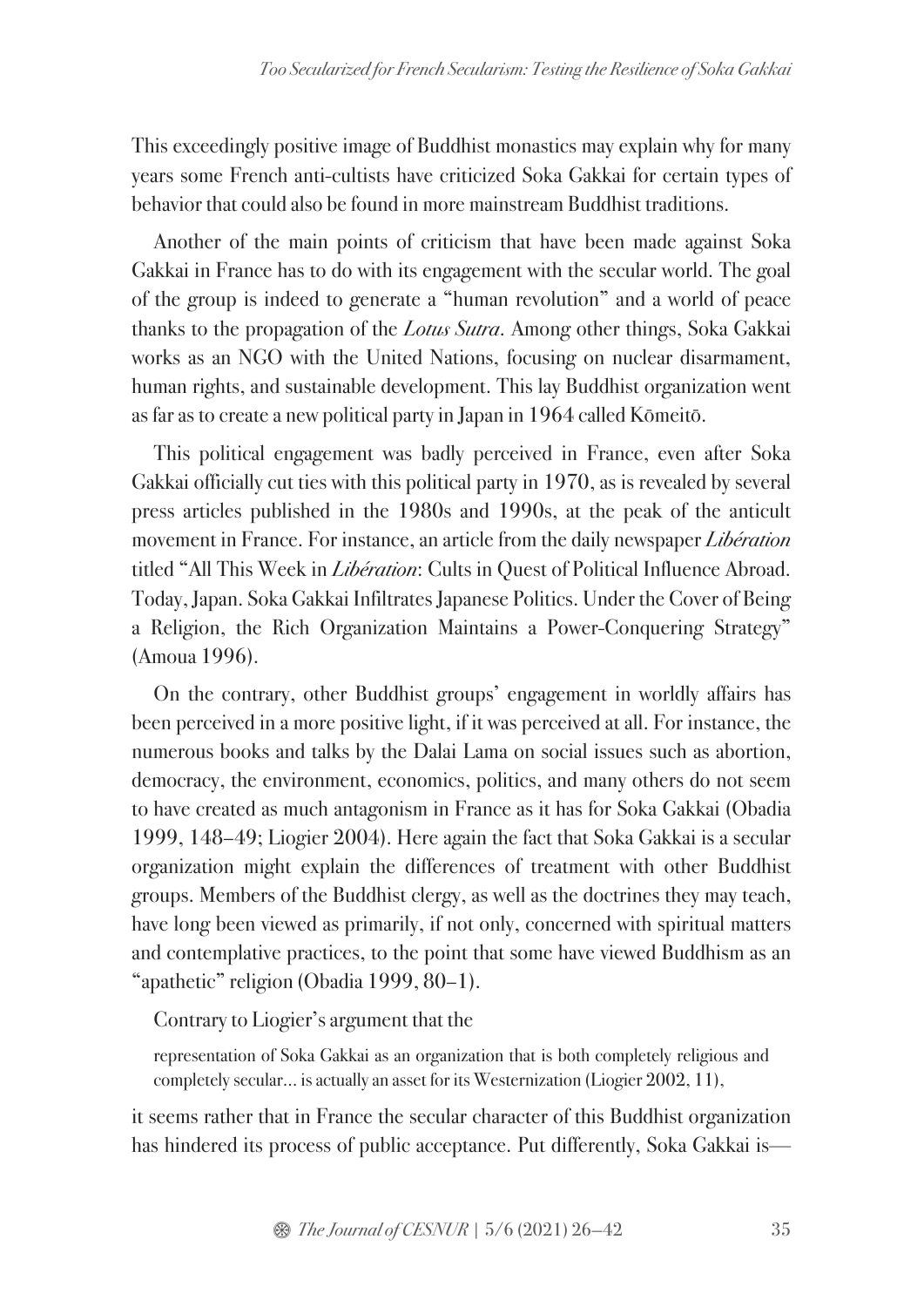This exceedingly positive image of Buddhist monastics may explain why for many years some French anti-cultists have criticized Soka Gakkai for certain types of behavior that could also be found in more mainstream Buddhist traditions.

Another of the main points of criticism that have been made against Soka Gakkai in France has to do with its engagement with the secular world. The goal of the group is indeed to generate a "human revolution" and a world of peace thanks to the propagation of the *Lotus Sutra*. Among other things, Soka Gakkai works as an NGO with the United Nations, focusing on nuclear disarmament, human rights, and sustainable development. This lay Buddhist organization went as far as to create a new political party in Japan in 1964 called Kōmeitō.

This political engagement was badly perceived in France, even after Soka Gakkai officially cut ties with this political party in 1970, as is revealed by several press articles published in the 1980s and 1990s, at the peak of the anticult movement in France. For instance, an article from the daily newspaper *Libération* titled "All This Week in *Libération*: Cults in Quest of Political Influence Abroad. Today, Japan. Soka Gakkai Infiltrates Japanese Politics. Under the Cover of Being a Religion, the Rich Organization Maintains a Power-Conquering Strategy" (Amoua 1996).

On the contrary, other Buddhist groups' engagement in worldly affairs has been perceived in a more positive light, if it was perceived at all. For instance, the numerous books and talks by the Dalai Lama on social issues such as abortion, democracy, the environment, economics, politics, and many others do not seem to have created as much antagonism in France as it has for Soka Gakkai (Obadia 1999, 148–49; Liogier 2004). Here again the fact that Soka Gakkai is a secular organization might explain the differences of treatment with other Buddhist groups. Members of the Buddhist clergy, as well as the doctrines they may teach, have long been viewed as primarily, if not only, concerned with spiritual matters and contemplative practices, to the point that some have viewed Buddhism as an "apathetic" religion (Obadia 1999, 80–1).

Contrary to Liogier's argument that the

> representation of Soka Gakkai as an organization that is both completely religious and completely secular… is actually an asset for its Westernization (Liogier 2002, 11),

it seems rather that in France the secular character of this Buddhist organization has hindered its process of public acceptance. Put differently, Soka Gakkai is—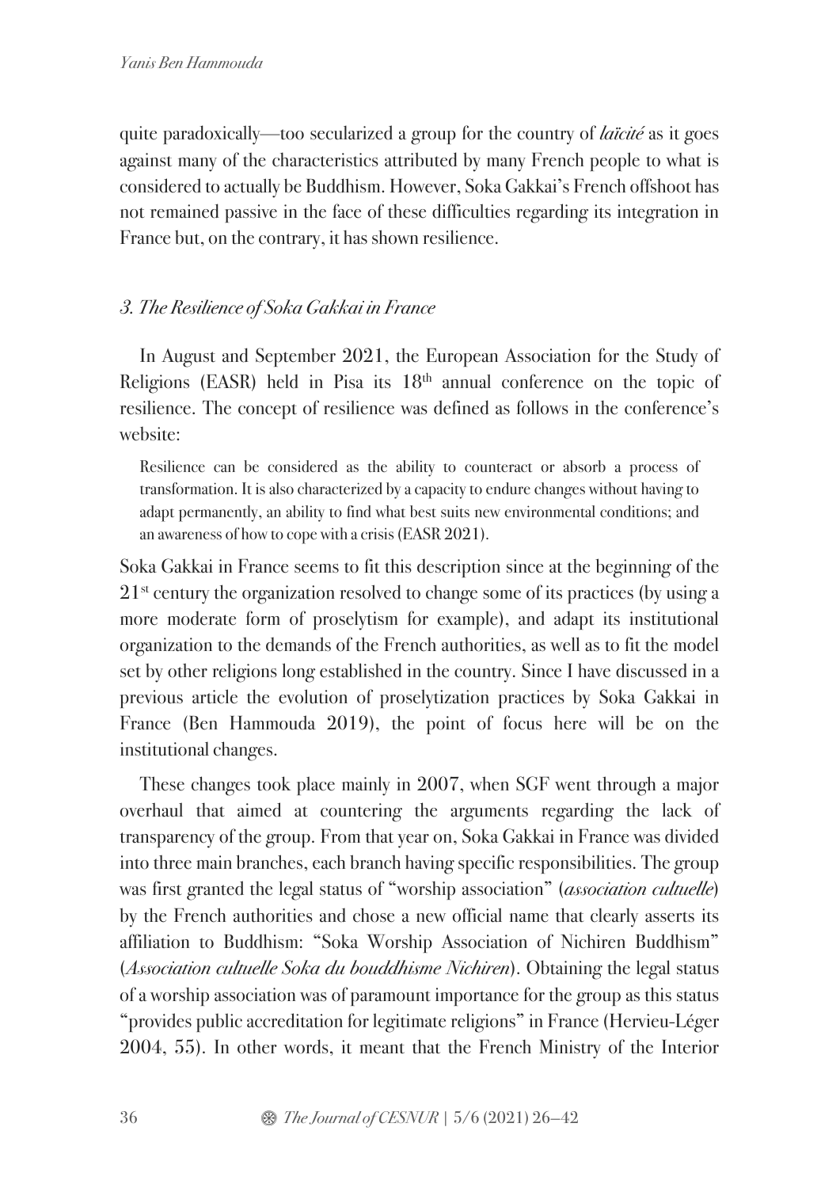quite paradoxically—too secularized a group for the country of *laïcité* as it goes against many of the characteristics attributed by many French people to what is considered to actually be Buddhism. However, Soka Gakkai's French offshoot has not remained passive in the face of these difficulties regarding its integration in France but, on the contrary, it has shown resilience.

### *3. The Resilience of Soka Gakkai in France*

In August and September 2021, the European Association for the Study of Religions (EASR) held in Pisa its 18th annual conference on the topic of resilience. The concept of resilience was defined as follows in the conference's website:

> Resilience can be considered as the ability to counteract or absorb a process of transformation. It is also characterized by a capacity to endure changes without having to adapt permanently, an ability to find what best suits new environmental conditions; and an awareness of how to cope with a crisis (EASR 2021).

Soka Gakkai in France seems to fit this description since at the beginning of the 21st century the organization resolved to change some of its practices (by using a more moderate form of proselytism for example), and adapt its institutional organization to the demands of the French authorities, as well as to fit the model set by other religions long established in the country. Since I have discussed in a previous article the evolution of proselytization practices by Soka Gakkai in France (Ben Hammouda 2019), the point of focus here will be on the institutional changes.

These changes took place mainly in 2007, when SGF went through a major overhaul that aimed at countering the arguments regarding the lack of transparency of the group. From that year on, Soka Gakkai in France was divided into three main branches, each branch having specific responsibilities. The group was first granted the legal status of "worship association" (*association cultuelle*) by the French authorities and chose a new official name that clearly asserts its affiliation to Buddhism: "Soka Worship Association of Nichiren Buddhism" (*Association cultuelle Soka du bouddhisme Nichiren*). Obtaining the legal status of a worship association was of paramount importance for the group as this status "provides public accreditation for legitimate religions" in France (Hervieu-Léger 2004, 55). In other words, it meant that the French Ministry of the Interior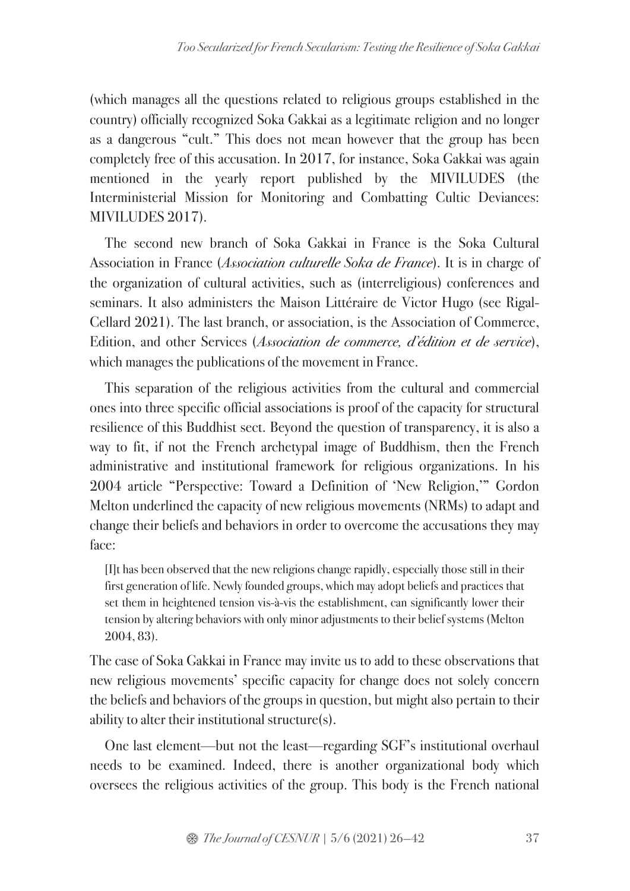(which manages all the questions related to religious groups established in the country) officially recognized Soka Gakkai as a legitimate religion and no longer as a dangerous "cult." This does not mean however that the group has been completely free of this accusation. In 2017, for instance, Soka Gakkai was again mentioned in the yearly report published by the MIVILUDES (the Interministerial Mission for Monitoring and Combatting Cultic Deviances: MIVILUDES 2017).

The second new branch of Soka Gakkai in France is the Soka Cultural Association in France (*Association culturelle Soka de France*). It is in charge of the organization of cultural activities, such as (interreligious) conferences and seminars. It also administers the Maison Littéraire de Victor Hugo (see Rigal-Cellard 2021). The last branch, or association, is the Association of Commerce, Edition, and other Services (*Association de commerce, d'édition et de service*), which manages the publications of the movement in France.

This separation of the religious activities from the cultural and commercial ones into three specific official associations is proof of the capacity for structural resilience of this Buddhist sect. Beyond the question of transparency, it is also a way to fit, if not the French archetypal image of Buddhism, then the French administrative and institutional framework for religious organizations. In his 2004 article "Perspective: Toward a Definition of 'New Religion,'" Gordon Melton underlined the capacity of new religious movements (NRMs) to adapt and change their beliefs and behaviors in order to overcome the accusations they may face:

> [I]t has been observed that the new religions change rapidly, especially those still in their first generation of life. Newly founded groups, which may adopt beliefs and practices that set them in heightened tension vis-à-vis the establishment, can significantly lower their tension by altering behaviors with only minor adjustments to their belief systems (Melton 2004, 83).

The case of Soka Gakkai in France may invite us to add to these observations that new religious movements' specific capacity for change does not solely concern the beliefs and behaviors of the groups in question, but might also pertain to their ability to alter their institutional structure(s).

One last element—but not the least—regarding SGF's institutional overhaul needs to be examined. Indeed, there is another organizational body which oversees the religious activities of the group. This body is the French national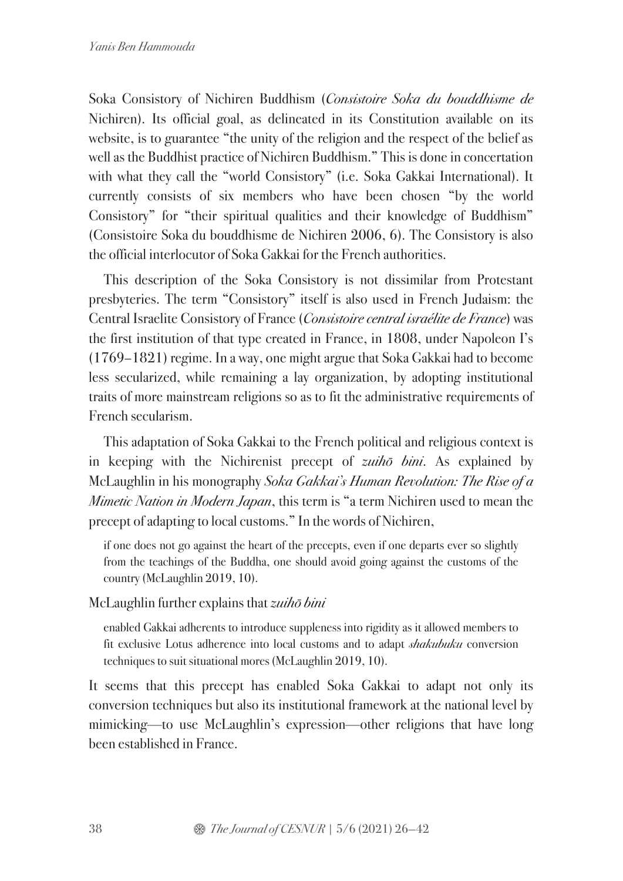Soka Consistory of Nichiren Buddhism (*Consistoire Soka du bouddhisme de* Nichiren). Its official goal, as delineated in its Constitution available on its website, is to guarantee "the unity of the religion and the respect of the belief as well as the Buddhist practice of Nichiren Buddhism." This is done in concertation with what they call the "world Consistory" (i.e. Soka Gakkai International). It currently consists of six members who have been chosen "by the world Consistory" for "their spiritual qualities and their knowledge of Buddhism" (Consistoire Soka du bouddhisme de Nichiren 2006, 6). The Consistory is also the official interlocutor of Soka Gakkai for the French authorities.

This description of the Soka Consistory is not dissimilar from Protestant presbyteries. The term "Consistory" itself is also used in French Judaism: the Central Israelite Consistory of France (*Consistoire central israélite de France*) was the first institution of that type created in France, in 1808, under Napoleon I's (1769–1821) regime. In a way, one might argue that Soka Gakkai had to become less secularized, while remaining a lay organization, by adopting institutional traits of more mainstream religions so as to fit the administrative requirements of French secularism.

This adaptation of Soka Gakkai to the French political and religious context is in keeping with the Nichirenist precept of *zuihō bini*. As explained by McLaughlin in his monography *Soka Gakkai's Human Revolution: The Rise of a Mimetic Nation in Modern Japan*, this term is "a term Nichiren used to mean the precept of adapting to local customs." In the words of Nichiren,

> if one does not go against the heart of the precepts, even if one departs ever so slightly from the teachings of the Buddha, one should avoid going against the customs of the country (McLaughlin 2019, 10).

McLaughlin further explains that *zuihō bini*

> enabled Gakkai adherents to introduce suppleness into rigidity as it allowed members to fit exclusive Lotus adherence into local customs and to adapt *shakubuku* conversion techniques to suit situational mores (McLaughlin 2019, 10).

It seems that this precept has enabled Soka Gakkai to adapt not only its conversion techniques but also its institutional framework at the national level by mimicking—to use McLaughlin's expression—other religions that have long been established in France.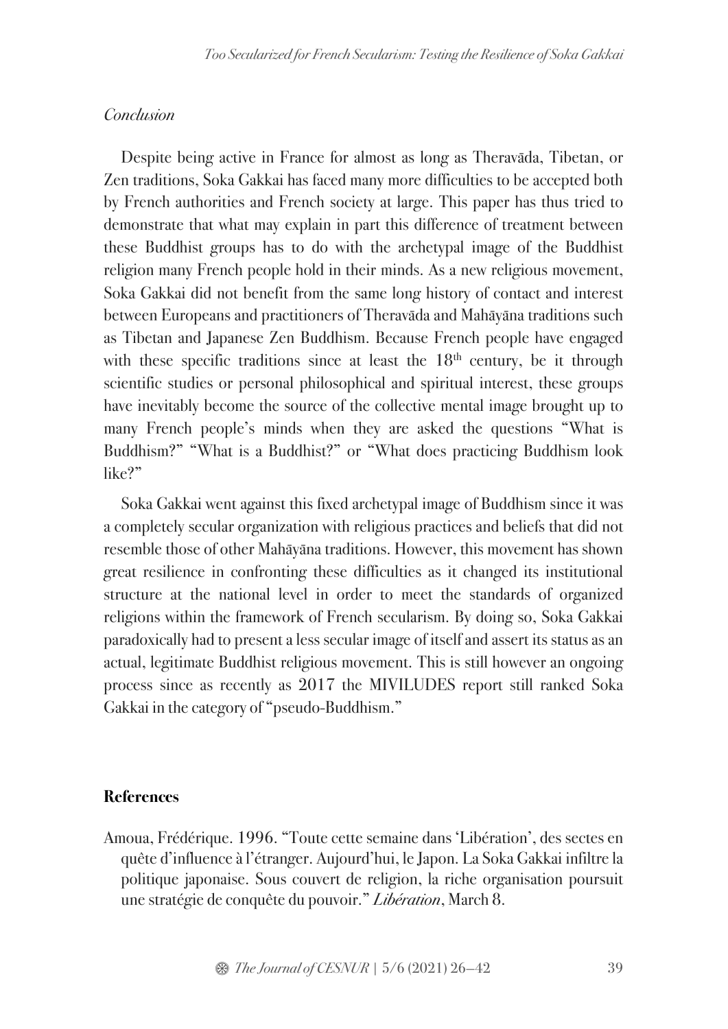*Conclusion*

Despite being active in France for almost as long as Theravāda, Tibetan, or Zen traditions, Soka Gakkai has faced many more difficulties to be accepted both by French authorities and French society at large. This paper has thus tried to demonstrate that what may explain in part this difference of treatment between these Buddhist groups has to do with the archetypal image of the Buddhist religion many French people hold in their minds. As a new religious movement, Soka Gakkai did not benefit from the same long history of contact and interest between Europeans and practitioners of Theravāda and Mahāyāna traditions such as Tibetan and Japanese Zen Buddhism. Because French people have engaged with these specific traditions since at least the 18th century, be it through scientific studies or personal philosophical and spiritual interest, these groups have inevitably become the source of the collective mental image brought up to many French people's minds when they are asked the questions "What is Buddhism?" "What is a Buddhist?" or "What does practicing Buddhism look like?"

Soka Gakkai went against this fixed archetypal image of Buddhism since it was a completely secular organization with religious practices and beliefs that did not resemble those of other Mahāyāna traditions. However, this movement has shown great resilience in confronting these difficulties as it changed its institutional structure at the national level in order to meet the standards of organized religions within the framework of French secularism. By doing so, Soka Gakkai paradoxically had to present a less secular image of itself and assert its status as an actual, legitimate Buddhist religious movement. This is still however an ongoing process since as recently as 2017 the MIVILUDES report still ranked Soka Gakkai in the category of "pseudo-Buddhism."

## References

Amoua, Frédérique. 1996. "Toute cette semaine dans 'Libération', des sectes en quête d'influence à l'étranger. Aujourd'hui, le Japon. La Soka Gakkai infiltre la politique japonaise. Sous couvert de religion, la riche organisation poursuit une stratégie de conquête du pouvoir." *Libération*, March 8.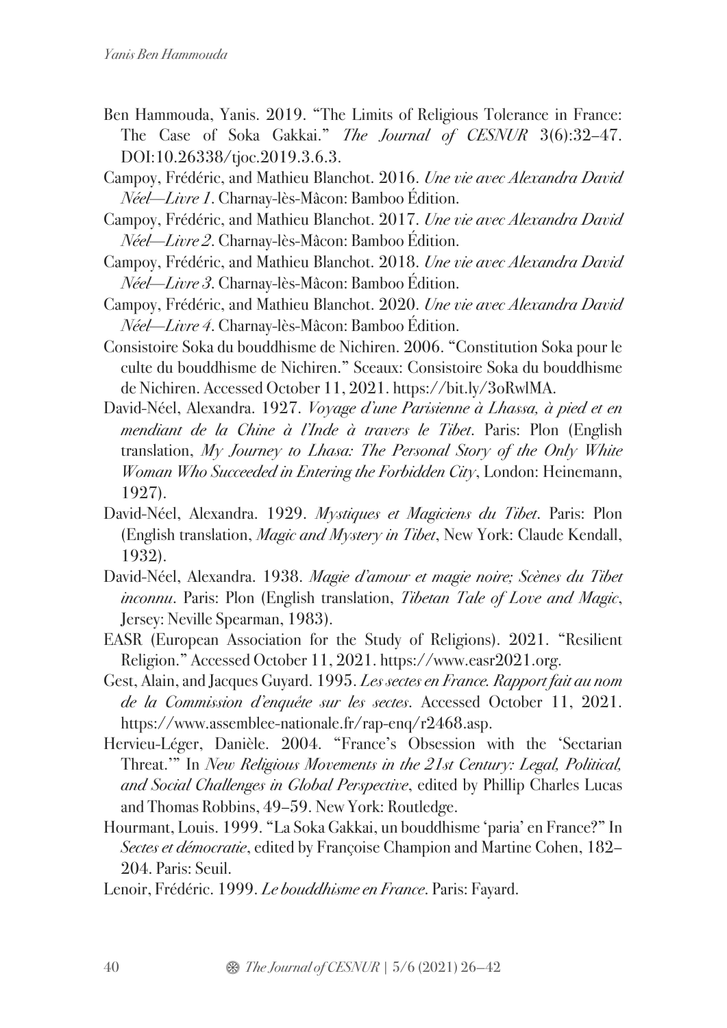Ben Hammouda, Yanis. 2019. "The Limits of Religious Tolerance in France: The Case of Soka Gakkai." *The Journal of CESNUR* 3(6):32–47. DOI:10.26338/tjoc.2019.3.6.3.

Campoy, Frédéric, and Mathieu Blanchot. 2016. *Une vie avec Alexandra David Néel—Livre 1*. Charnay-lès-Mâcon: Bamboo Édition.

Campoy, Frédéric, and Mathieu Blanchot. 2017. *Une vie avec Alexandra David Néel—Livre 2*. Charnay-lès-Mâcon: Bamboo Édition.

Campoy, Frédéric, and Mathieu Blanchot. 2018. *Une vie avec Alexandra David Néel—Livre 3*. Charnay-lès-Mâcon: Bamboo Édition.

Campoy, Frédéric, and Mathieu Blanchot. 2020. *Une vie avec Alexandra David Néel—Livre 4*. Charnay-lès-Mâcon: Bamboo Édition.

Consistoire Soka du bouddhisme de Nichiren. 2006. "Constitution Soka pour le culte du bouddhisme de Nichiren." Sceaux: Consistoire Soka du bouddhisme de Nichiren. Accessed October 11, 2021. https://bit.ly/3oRwlMA.

David-Néel, Alexandra. 1927. *Voyage d'une Parisienne à Lhassa, à pied et en mendiant de la Chine à l'Inde à travers le Tibet*. Paris: Plon (English translation, *My Journey to Lhasa: The Personal Story of the Only White Woman Who Succeeded in Entering the Forbidden City*, London: Heinemann, 1927).

David-Néel, Alexandra. 1929. *Mystiques et Magiciens du Tibet*. Paris: Plon (English translation, *Magic and Mystery in Tibet*, New York: Claude Kendall, 1932).

David-Néel, Alexandra. 1938. *Magie d'amour et magie noire; Scènes du Tibet inconnu*. Paris: Plon (English translation, *Tibetan Tale of Love and Magic*, Jersey: Neville Spearman, 1983).

EASR (European Association for the Study of Religions). 2021. "Resilient Religion." Accessed October 11, 2021. https://www.easr2021.org.

Gest, Alain, and Jacques Guyard. 1995. *Les sectes en France. Rapport fait au nom de la Commission d'enquête sur les sectes*. Accessed October 11, 2021. https://www.assemblee-nationale.fr/rap-enq/r2468.asp.

Hervieu-Léger, Danièle. 2004. "France's Obsession with the 'Sectarian Threat.'" In *New Religious Movements in the 21st Century: Legal, Political, and Social Challenges in Global Perspective*, edited by Phillip Charles Lucas and Thomas Robbins, 49–59. New York: Routledge.

Hourmant, Louis. 1999. "La Soka Gakkai, un bouddhisme 'paria' en France?" In *Sectes et démocratie*, edited by Françoise Champion and Martine Cohen, 182–204. Paris: Seuil.

Lenoir, Frédéric. 1999. *Le bouddhisme en France*. Paris: Fayard.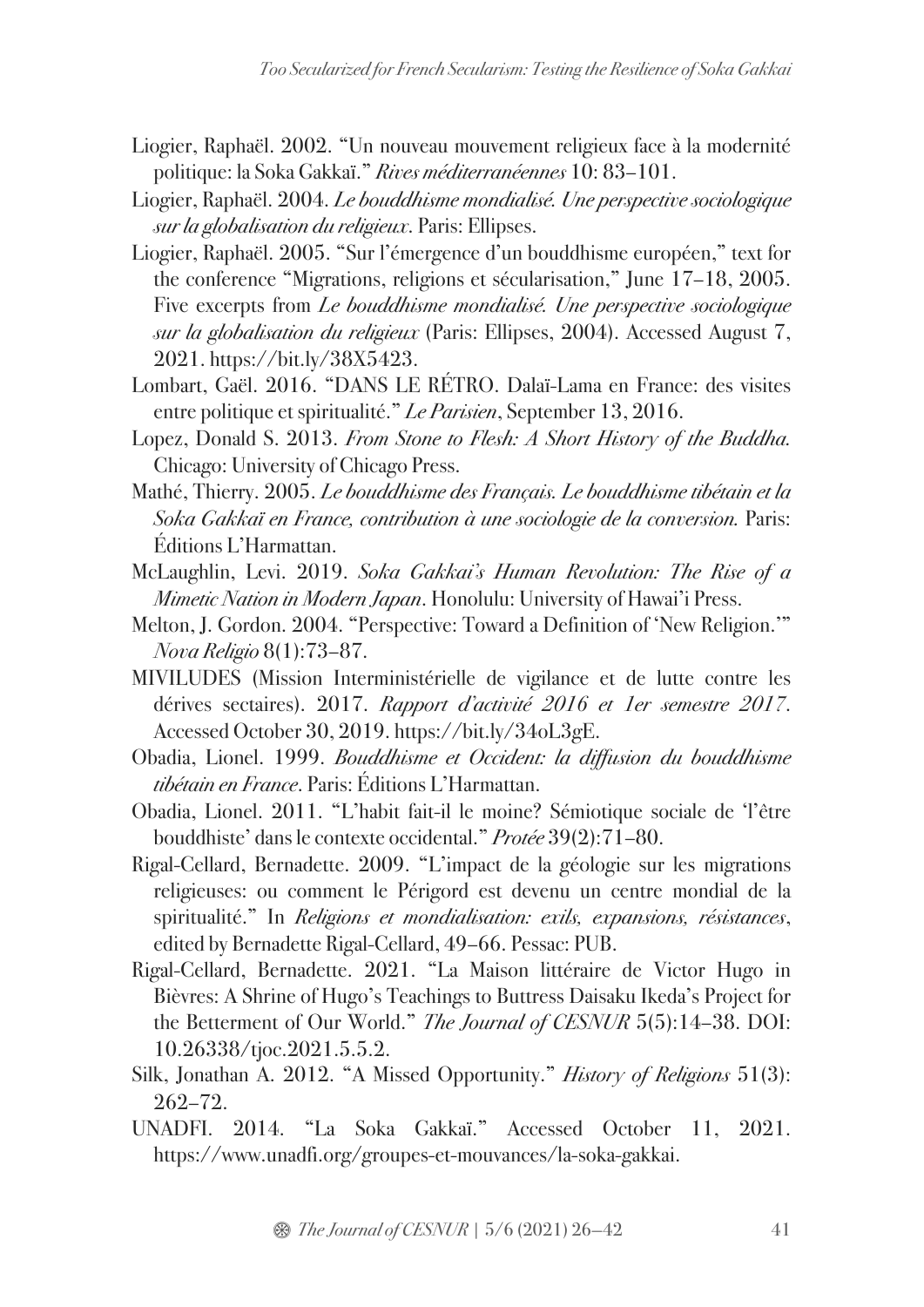Liogier, Raphaël. 2002. "Un nouveau mouvement religieux face à la modernité politique: la Soka Gakkaï." *Rives méditerranéennes* 10: 83–101.

Liogier, Raphaël. 2004. *Le bouddhisme mondialisé. Une perspective sociologique sur la globalisation du religieux*. Paris: Ellipses.

Liogier, Raphaël. 2005. "Sur l'émergence d'un bouddhisme européen," text for the conference "Migrations, religions et sécularisation," June 17–18, 2005. Five excerpts from *Le bouddhisme mondialisé. Une perspective sociologique sur la globalisation du religieux* (Paris: Ellipses, 2004). Accessed August 7, 2021. https://bit.ly/38X5423.

Lombart, Gaël. 2016. "DANS LE RÉTRO. Dalaï-Lama en France: des visites entre politique et spiritualité." *Le Parisien*, September 13, 2016.

Lopez, Donald S. 2013. *From Stone to Flesh: A Short History of the Buddha.* Chicago: University of Chicago Press.

Mathé, Thierry. 2005. *Le bouddhisme des Français. Le bouddhisme tibétain et la Soka Gakkaï en France, contribution à une sociologie de la conversion.* Paris: Éditions L'Harmattan.

McLaughlin, Levi. 2019. *Soka Gakkai's Human Revolution: The Rise of a Mimetic Nation in Modern Japan*. Honolulu: University of Hawai'i Press.

Melton, J. Gordon. 2004. "Perspective: Toward a Definition of 'New Religion.'" *Nova Religio* 8(1):73–87.

MIVILUDES (Mission Interministérielle de vigilance et de lutte contre les dérives sectaires). 2017. *Rapport d'activité 2016 et 1er semestre 2017*. Accessed October 30, 2019. https://bit.ly/34oL3gE.

Obadia, Lionel. 1999. *Bouddhisme et Occident: la diffusion du bouddhisme tibétain en France*. Paris: Éditions L'Harmattan.

Obadia, Lionel. 2011. "L'habit fait-il le moine? Sémiotique sociale de 'l'être bouddhiste' dans le contexte occidental." *Protée* 39(2):71–80.

Rigal-Cellard, Bernadette. 2009. "L'impact de la géologie sur les migrations religieuses: ou comment le Périgord est devenu un centre mondial de la spiritualité." In *Religions et mondialisation: exils, expansions, résistances*, edited by Bernadette Rigal-Cellard, 49–66. Pessac: PUB.

Rigal-Cellard, Bernadette. 2021. "La Maison littéraire de Victor Hugo in Bièvres: A Shrine of Hugo's Teachings to Buttress Daisaku Ikeda's Project for the Betterment of Our World." *The Journal of CESNUR* 5(5):14–38. DOI: 10.26338/tjoc.2021.5.5.2.

Silk, Jonathan A. 2012. "A Missed Opportunity." *History of Religions* 51(3): 262–72.

UNADFI. 2014. "La Soka Gakkaï." Accessed October 11, 2021. https://www.unadfi.org/groupes-et-mouvances/la-soka-gakkai.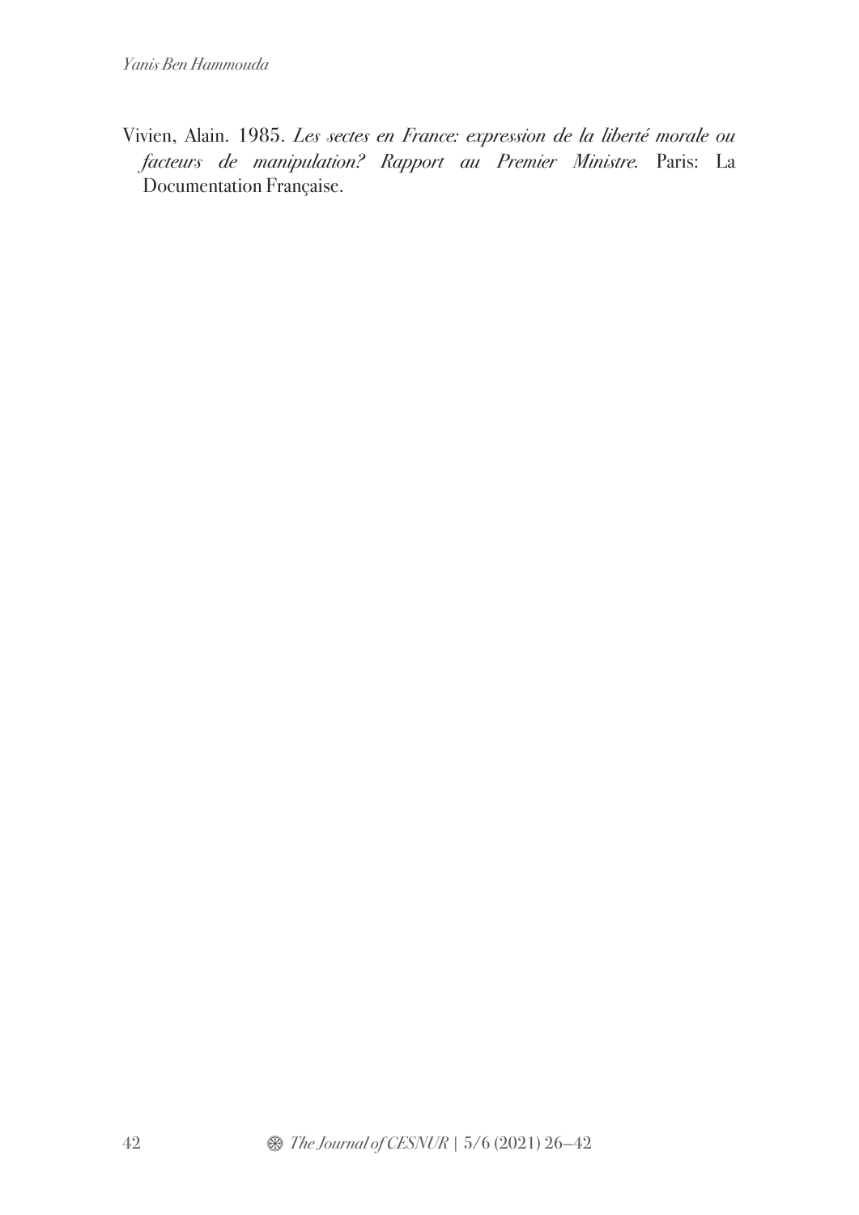Vivien, Alain. 1985. *Les sectes en France: expression de la liberté morale ou facteurs de manipulation? Rapport au Premier Ministre.* Paris: La Documentation Française.